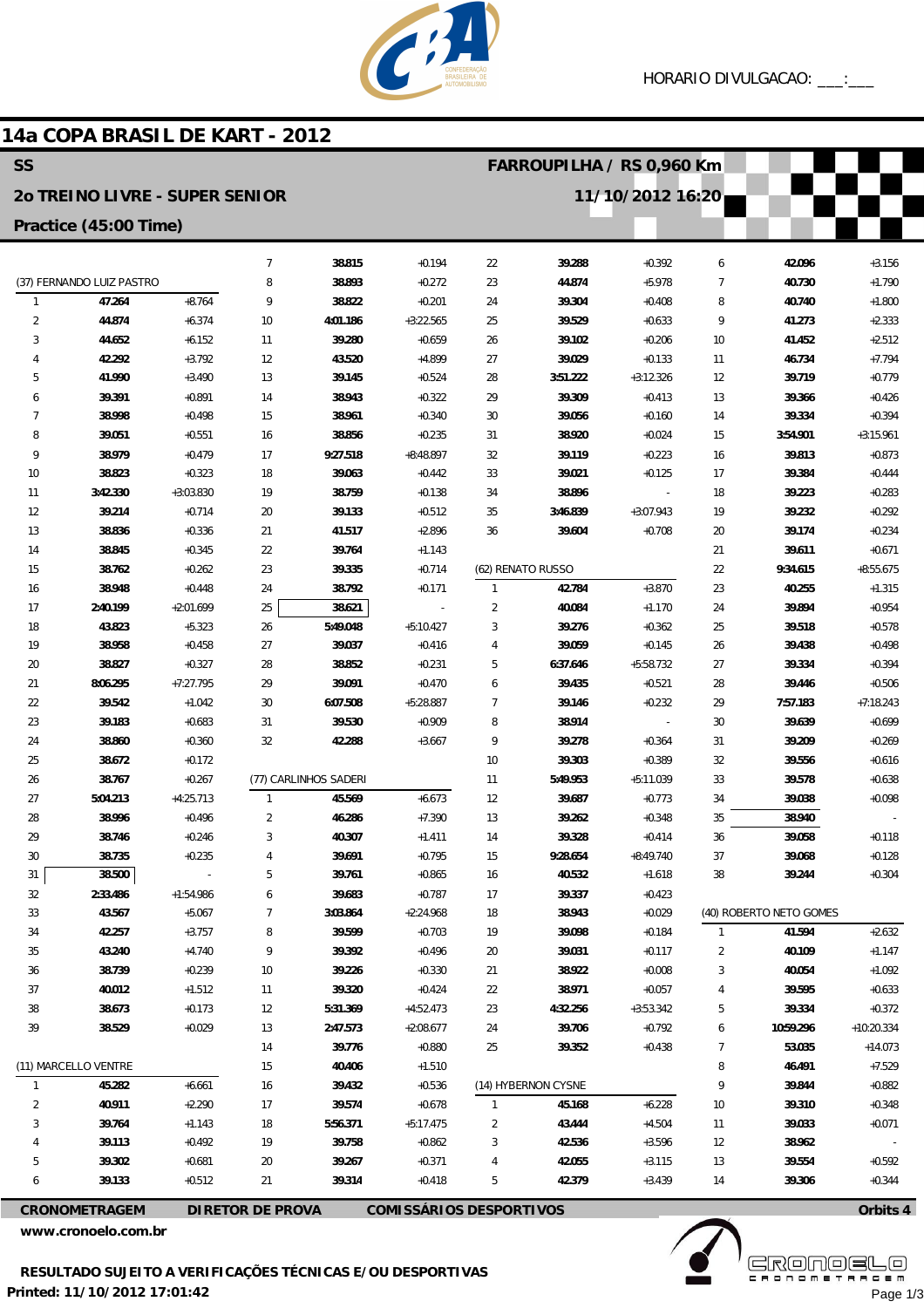HORARIO DIVULGACAO: ___:___

# 14a COPA BRASIL DE KART - 2012

## SS

FARROUPILHA / RS 0,960 Km

## 2o TREINO LIVRE - SUPER SENIOR

11/10/2012 16:20

### Practice (45:00 Time)

(37) FERNANDO LUIZ PASTRO

| Lap | Time | Diff |
|---|---|---|
| 1 | 47.264 | +8.764 |
| 2 | 44.874 | +6.374 |
| 3 | 44.652 | +6.152 |
| 4 | 42.292 | +3.792 |
| 5 | 41.990 | +3.490 |
| 6 | 39.391 | +0.891 |
| 7 | 38.998 | +0.498 |
| 8 | 39.051 | +0.551 |
| 9 | 38.979 | +0.479 |
| 10 | 38.823 | +0.323 |
| 11 | 3:42.330 | +3:03.830 |
| 12 | 39.214 | +0.714 |
| 13 | 38.836 | +0.336 |
| 14 | 38.845 | +0.345 |
| 15 | 38.762 | +0.262 |
| 16 | 38.948 | +0.448 |
| 17 | 2:40.199 | +2:01.699 |
| 18 | 43.823 | +5.323 |
| 19 | 38.958 | +0.458 |
| 20 | 38.827 | +0.327 |
| 21 | 8:06.295 | +7:27.795 |
| 22 | 39.542 | +1.042 |
| 23 | 39.183 | +0.683 |
| 24 | 38.860 | +0.360 |
| 25 | 38.672 | +0.172 |
| 26 | 38.767 | +0.267 |
| 27 | 5:04.213 | +4:25.713 |
| 28 | 38.996 | +0.496 |
| 29 | 38.746 | +0.246 |
| 30 | 38.735 | +0.235 |
| 31 | 38.500 | - |
| 32 | 2:33.486 | +1:54.986 |
| 33 | 43.567 | +5.067 |
| 34 | 42.257 | +3.757 |
| 35 | 43.240 | +4.740 |
| 36 | 38.739 | +0.239 |
| 37 | 40.012 | +1.512 |
| 38 | 38.673 | +0.173 |
| 39 | 38.529 | +0.029 |

(11) MARCELLO VENTRE

| Lap | Time | Diff |
|---|---|---|
| 1 | 45.282 | +6.661 |
| 2 | 40.911 | +2.290 |
| 3 | 39.764 | +1.143 |
| 4 | 39.113 | +0.492 |
| 5 | 39.302 | +0.681 |
| 6 | 39.133 | +0.512 |
| 7 | 38.815 | +0.194 |
| 8 | 38.893 | +0.272 |
| 9 | 38.822 | +0.201 |
| 10 | 4:01.186 | +3:22.565 |
| 11 | 39.280 | +0.659 |
| 12 | 43.520 | +4.899 |
| 13 | 39.145 | +0.524 |
| 14 | 38.943 | +0.322 |
| 15 | 38.961 | +0.340 |
| 16 | 38.856 | +0.235 |
| 17 | 9:27.518 | +8:48.897 |
| 18 | 39.063 | +0.442 |
| 19 | 38.759 | +0.138 |
| 20 | 39.133 | +0.512 |
| 21 | 41.517 | +2.896 |
| 22 | 39.764 | +1.143 |
| 23 | 39.335 | +0.714 |
| 24 | 38.792 | +0.171 |
| 25 | 38.621 | - |
| 26 | 5:49.048 | +5:10.427 |
| 27 | 39.037 | +0.416 |
| 28 | 38.852 | +0.231 |
| 29 | 39.091 | +0.470 |
| 30 | 6:07.508 | +5:28.887 |
| 31 | 39.530 | +0.909 |
| 32 | 42.288 | +3.667 |

(77) CARLINHOS SADERI

| Lap | Time | Diff |
|---|---|---|
| 1 | 45.569 | +6.673 |
| 2 | 46.286 | +7.390 |
| 3 | 40.307 | +1.411 |
| 4 | 39.691 | +0.795 |
| 5 | 39.761 | +0.865 |
| 6 | 39.683 | +0.787 |
| 7 | 3:03.864 | +2:24.968 |
| 8 | 39.599 | +0.703 |
| 9 | 39.392 | +0.496 |
| 10 | 39.226 | +0.330 |
| 11 | 39.320 | +0.424 |
| 12 | 5:31.369 | +4:52.473 |
| 13 | 2:47.573 | +2:08.677 |
| 14 | 39.776 | +0.880 |
| 15 | 40.406 | +1.510 |
| 16 | 39.432 | +0.536 |
| 17 | 39.574 | +0.678 |
| 18 | 5:56.371 | +5:17.475 |
| 19 | 39.758 | +0.862 |
| 20 | 39.267 | +0.371 |
| 21 | 39.314 | +0.418 |
| 22 | 39.288 | +0.392 |
| 23 | 44.874 | +5.978 |
| 24 | 39.304 | +0.408 |
| 25 | 39.529 | +0.633 |
| 26 | 39.102 | +0.206 |
| 27 | 39.029 | +0.133 |
| 28 | 3:51.222 | +3:12.326 |
| 29 | 39.309 | +0.413 |
| 30 | 39.056 | +0.160 |
| 31 | 38.920 | +0.024 |
| 32 | 39.119 | +0.223 |
| 33 | 39.021 | +0.125 |
| 34 | 38.896 | - |
| 35 | 3:46.839 | +3:07.943 |
| 36 | 39.604 | +0.708 |

(62) RENATO RUSSO

| Lap | Time | Diff |
|---|---|---|
| 1 | 42.784 | +3.870 |
| 2 | 40.084 | +1.170 |
| 3 | 39.276 | +0.362 |
| 4 | 39.059 | +0.145 |
| 5 | 6:37.646 | +5:58.732 |
| 6 | 39.435 | +0.521 |
| 7 | 39.146 | +0.232 |
| 8 | 38.914 | - |
| 9 | 39.278 | +0.364 |
| 10 | 39.303 | +0.389 |
| 11 | 5:49.953 | +5:11.039 |
| 12 | 39.687 | +0.773 |
| 13 | 39.262 | +0.348 |
| 14 | 39.328 | +0.414 |
| 15 | 9:28.654 | +8:49.740 |
| 16 | 40.532 | +1.618 |
| 17 | 39.337 | +0.423 |
| 18 | 38.943 | +0.029 |
| 19 | 39.098 | +0.184 |
| 20 | 39.031 | +0.117 |
| 21 | 38.922 | +0.008 |
| 22 | 38.971 | +0.057 |
| 23 | 4:32.256 | +3:53.342 |
| 24 | 39.706 | +0.792 |
| 25 | 39.352 | +0.438 |

(14) HYBERNON CYSNE

| Lap | Time | Diff |
|---|---|---|
| 1 | 45.168 | +6.228 |
| 2 | 43.444 | +4.504 |
| 3 | 42.536 | +3.596 |
| 4 | 42.055 | +3.115 |
| 5 | 42.379 | +3.439 |
| 6 | 42.096 | +3.156 |
| 7 | 40.730 | +1.790 |
| 8 | 40.740 | +1.800 |
| 9 | 41.273 | +2.333 |
| 10 | 41.452 | +2.512 |
| 11 | 46.734 | +7.794 |
| 12 | 39.719 | +0.779 |
| 13 | 39.366 | +0.426 |
| 14 | 39.334 | +0.394 |
| 15 | 3:54.901 | +3:15.961 |
| 16 | 39.813 | +0.873 |
| 17 | 39.384 | +0.444 |
| 18 | 39.223 | +0.283 |
| 19 | 39.232 | +0.292 |
| 20 | 39.174 | +0.234 |
| 21 | 39.611 | +0.671 |
| 22 | 9:34.615 | +8:55.675 |
| 23 | 40.255 | +1.315 |
| 24 | 39.894 | +0.954 |
| 25 | 39.518 | +0.578 |
| 26 | 39.438 | +0.498 |
| 27 | 39.334 | +0.394 |
| 28 | 39.446 | +0.506 |
| 29 | 7:57.183 | +7:18.243 |
| 30 | 39.639 | +0.699 |
| 31 | 39.209 | +0.269 |
| 32 | 39.556 | +0.616 |
| 33 | 39.578 | +0.638 |
| 34 | 39.038 | +0.098 |
| 35 | 38.940 | - |
| 36 | 39.058 | +0.118 |
| 37 | 39.068 | +0.128 |
| 38 | 39.244 | +0.304 |

(40) ROBERTO NETO GOMES

| Lap | Time | Diff |
|---|---|---|
| 1 | 41.594 | +2.632 |
| 2 | 40.109 | +1.147 |
| 3 | 40.054 | +1.092 |
| 4 | 39.595 | +0.633 |
| 5 | 39.334 | +0.372 |
| 6 | 10:59.296 | +10:20.334 |
| 7 | 53.035 | +14.073 |
| 8 | 46.491 | +7.529 |
| 9 | 39.844 | +0.882 |
| 10 | 39.310 | +0.348 |
| 11 | 39.033 | +0.071 |
| 12 | 38.962 | - |
| 13 | 39.554 | +0.592 |
| 14 | 39.306 | +0.344 |

**CRONOMETRAGEM** **DIRETOR DE PROVA** **COMISSÁRIOS DESPORTIVOS** **Orbits 4**

**www.cronoelo.com.br**

**RESULTADO SUJEITO A VERIFICAÇÕES TÉCNICAS E/OU DESPORTIVAS**

**Printed: 11/10/2012 17:01:42**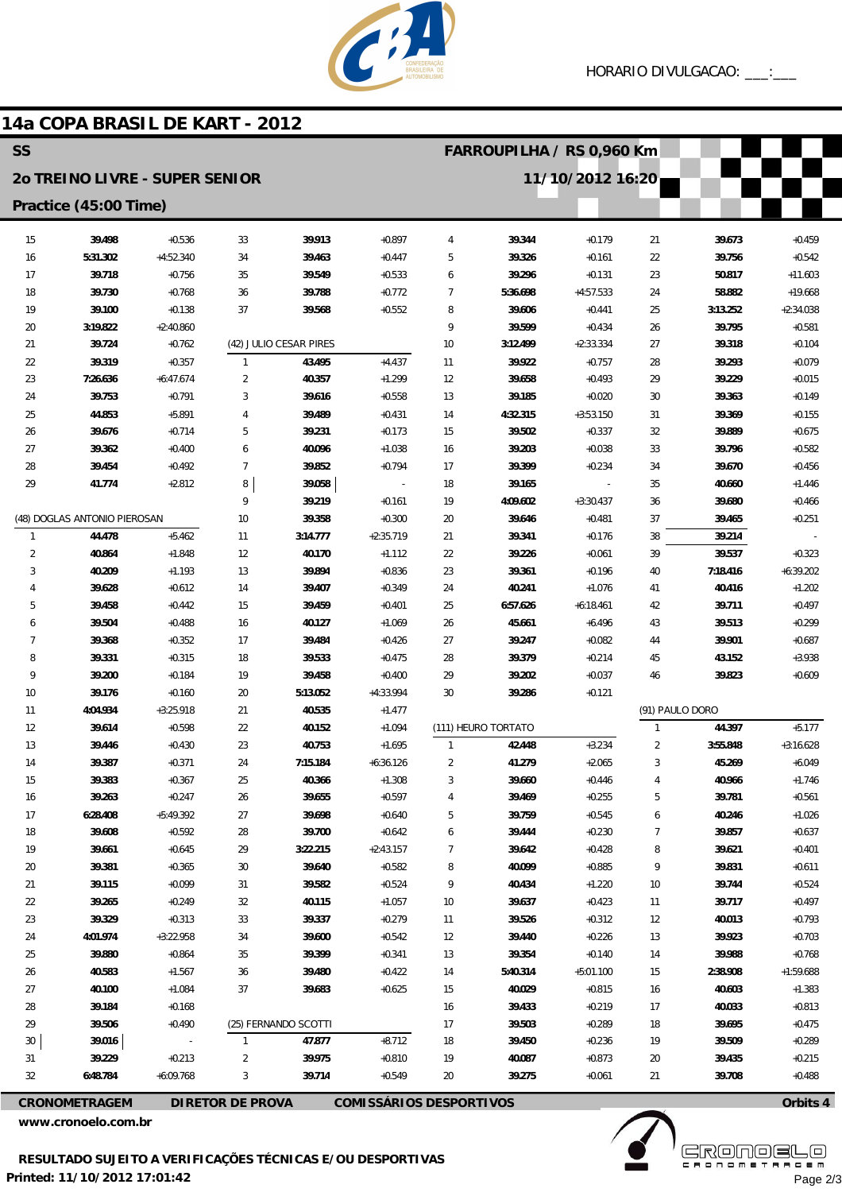HORARIO DIVULGACAO: ___:___

# 14a COPA BRASIL DE KART - 2012

**SS**

**FARROUPILHA / RS 0,960 Km**

**2o TREINO LIVRE - SUPER SENIOR**

**11/10/2012 16:20**

**Practice (45:00 Time)**

| Lap | Time | Diff |
|---|---|---|
| 15 | 39.498 | +0.536 |
| 16 | 5:31.302 | +4:52.340 |
| 17 | 39.718 | +0.756 |
| 18 | 39.730 | +0.768 |
| 19 | 39.100 | +0.138 |
| 20 | 3:19.822 | +2:40.860 |
| 21 | 39.724 | +0.762 |
| 22 | 39.319 | +0.357 |
| 23 | 7:26.636 | +6:47.674 |
| 24 | 39.753 | +0.791 |
| 25 | 44.853 | +5.891 |
| 26 | 39.676 | +0.714 |
| 27 | 39.362 | +0.400 |
| 28 | 39.454 | +0.492 |
| 29 | 41.774 | +2.812 |

(48) DOGLAS ANTONIO PIEROSAN

| Lap | Time | Diff |
|---|---|---|
| 1 | 44.478 | +5.462 |
| 2 | 40.864 | +1.848 |
| 3 | 40.209 | +1.193 |
| 4 | 39.628 | +0.612 |
| 5 | 39.458 | +0.442 |
| 6 | 39.504 | +0.488 |
| 7 | 39.368 | +0.352 |
| 8 | 39.331 | +0.315 |
| 9 | 39.200 | +0.184 |
| 10 | 39.176 | +0.160 |
| 11 | 4:04.934 | +3:25.918 |
| 12 | 39.614 | +0.598 |
| 13 | 39.446 | +0.430 |
| 14 | 39.387 | +0.371 |
| 15 | 39.383 | +0.367 |
| 16 | 39.263 | +0.247 |
| 17 | 6:28.408 | +5:49.392 |
| 18 | 39.608 | +0.592 |
| 19 | 39.661 | +0.645 |
| 20 | 39.381 | +0.365 |
| 21 | 39.115 | +0.099 |
| 22 | 39.265 | +0.249 |
| 23 | 39.329 | +0.313 |
| 24 | 4:01.974 | +3:22.958 |
| 25 | 39.880 | +0.864 |
| 26 | 40.583 | +1.567 |
| 27 | 40.100 | +1.084 |
| 28 | 39.184 | +0.168 |
| 29 | 39.506 | +0.490 |
| 30 | 39.016 | - |
| 31 | 39.229 | +0.213 |
| 32 | 6:48.784 | +6:09.768 |

| Lap | Time | Diff |
|---|---|---|
| 33 | 39.913 | +0.897 |
| 34 | 39.463 | +0.447 |
| 35 | 39.549 | +0.533 |
| 36 | 39.788 | +0.772 |
| 37 | 39.568 | +0.552 |

(42) JULIO CESAR PIRES

| Lap | Time | Diff |
|---|---|---|
| 1 | 43.495 | +4.437 |
| 2 | 40.357 | +1.299 |
| 3 | 39.616 | +0.558 |
| 4 | 39.489 | +0.431 |
| 5 | 39.231 | +0.173 |
| 6 | 40.096 | +1.038 |
| 7 | 39.852 | +0.794 |
| 8 | 39.058 | - |
| 9 | 39.219 | +0.161 |
| 10 | 39.358 | +0.300 |
| 11 | 3:14.777 | +2:35.719 |
| 12 | 40.170 | +1.112 |
| 13 | 39.894 | +0.836 |
| 14 | 39.407 | +0.349 |
| 15 | 39.459 | +0.401 |
| 16 | 40.127 | +1.069 |
| 17 | 39.484 | +0.426 |
| 18 | 39.533 | +0.475 |
| 19 | 39.458 | +0.400 |
| 20 | 5:13.052 | +4:33.994 |
| 21 | 40.535 | +1.477 |
| 22 | 40.152 | +1.094 |
| 23 | 40.753 | +1.695 |
| 24 | 7:15.184 | +6:36.126 |
| 25 | 40.366 | +1.308 |
| 26 | 39.655 | +0.597 |
| 27 | 39.698 | +0.640 |
| 28 | 39.700 | +0.642 |
| 29 | 3:22.215 | +2:43.157 |
| 30 | 39.640 | +0.582 |
| 31 | 39.582 | +0.524 |
| 32 | 40.115 | +1.057 |
| 33 | 39.337 | +0.279 |
| 34 | 39.600 | +0.542 |
| 35 | 39.399 | +0.341 |
| 36 | 39.480 | +0.422 |
| 37 | 39.683 | +0.625 |

(25) FERNANDO SCOTTI

| Lap | Time | Diff |
|---|---|---|
| 1 | 47.877 | +8.712 |
| 2 | 39.975 | +0.810 |
| 3 | 39.714 | +0.549 |
| 4 | 39.344 | +0.179 |
| 5 | 39.326 | +0.161 |
| 6 | 39.296 | +0.131 |
| 7 | 5:36.698 | +4:57.533 |
| 8 | 39.606 | +0.441 |
| 9 | 39.599 | +0.434 |
| 10 | 3:12.499 | +2:33.334 |
| 11 | 39.922 | +0.757 |
| 12 | 39.658 | +0.493 |
| 13 | 39.185 | +0.020 |
| 14 | 4:32.315 | +3:53.150 |
| 15 | 39.502 | +0.337 |
| 16 | 39.203 | +0.038 |
| 17 | 39.399 | +0.234 |
| 18 | 39.165 | - |
| 19 | 4:09.602 | +3:30.437 |
| 20 | 39.646 | +0.481 |
| 21 | 39.341 | +0.176 |
| 22 | 39.226 | +0.061 |
| 23 | 39.361 | +0.196 |
| 24 | 40.241 | +1.076 |
| 25 | 6:57.626 | +6:18.461 |
| 26 | 45.661 | +6.496 |
| 27 | 39.247 | +0.082 |
| 28 | 39.379 | +0.214 |
| 29 | 39.202 | +0.037 |
| 30 | 39.286 | +0.121 |

(111) HEURO TORTATO

| Lap | Time | Diff |
|---|---|---|
| 1 | 42.448 | +3.234 |
| 2 | 41.279 | +2.065 |
| 3 | 39.660 | +0.446 |
| 4 | 39.469 | +0.255 |
| 5 | 39.759 | +0.545 |
| 6 | 39.444 | +0.230 |
| 7 | 39.642 | +0.428 |
| 8 | 40.099 | +0.885 |
| 9 | 40.434 | +1.220 |
| 10 | 39.637 | +0.423 |
| 11 | 39.526 | +0.312 |
| 12 | 39.440 | +0.226 |
| 13 | 39.354 | +0.140 |
| 14 | 5:40.314 | +5:01.100 |
| 15 | 40.029 | +0.815 |
| 16 | 39.433 | +0.219 |
| 17 | 39.503 | +0.289 |
| 18 | 39.450 | +0.236 |
| 19 | 40.087 | +0.873 |
| 20 | 39.275 | +0.061 |
| 21 | 39.673 | +0.459 |
| 22 | 39.756 | +0.542 |
| 23 | 50.817 | +11.603 |
| 24 | 58.882 | +19.668 |
| 25 | 3:13.252 | +2:34.038 |
| 26 | 39.795 | +0.581 |
| 27 | 39.318 | +0.104 |
| 28 | 39.293 | +0.079 |
| 29 | 39.229 | +0.015 |
| 30 | 39.363 | +0.149 |
| 31 | 39.369 | +0.155 |
| 32 | 39.889 | +0.675 |
| 33 | 39.796 | +0.582 |
| 34 | 39.670 | +0.456 |
| 35 | 40.660 | +1.446 |
| 36 | 39.680 | +0.466 |
| 37 | 39.465 | +0.251 |
| 38 | 39.214 | - |
| 39 | 39.537 | +0.323 |
| 40 | 7:18.416 | +6:39.202 |
| 41 | 40.416 | +1.202 |
| 42 | 39.711 | +0.497 |
| 43 | 39.513 | +0.299 |
| 44 | 39.901 | +0.687 |
| 45 | 43.152 | +3.938 |
| 46 | 39.823 | +0.609 |

(91) PAULO DORO

| Lap | Time | Diff |
|---|---|---|
| 1 | 44.397 | +5.177 |
| 2 | 3:55.848 | +3:16.628 |
| 3 | 45.269 | +6.049 |
| 4 | 40.966 | +1.746 |
| 5 | 39.781 | +0.561 |
| 6 | 40.246 | +1.026 |
| 7 | 39.857 | +0.637 |
| 8 | 39.621 | +0.401 |
| 9 | 39.831 | +0.611 |
| 10 | 39.744 | +0.524 |
| 11 | 39.717 | +0.497 |
| 12 | 40.013 | +0.793 |
| 13 | 39.923 | +0.703 |
| 14 | 39.988 | +0.768 |
| 15 | 2:38.908 | +1:59.688 |
| 16 | 40.603 | +1.383 |
| 17 | 40.033 | +0.813 |
| 18 | 39.695 | +0.475 |
| 19 | 39.509 | +0.289 |
| 20 | 39.435 | +0.215 |
| 21 | 39.708 | +0.488 |

**CRONOMETRAGEM** **DIRETOR DE PROVA** **COMISSÁRIOS DESPORTIVOS** **Orbits 4**

**www.cronoelo.com.br**

**RESULTADO SUJEITO A VERIFICAÇÕES TÉCNICAS E/OU DESPORTIVAS**

**Printed: 11/10/2012 17:01:42**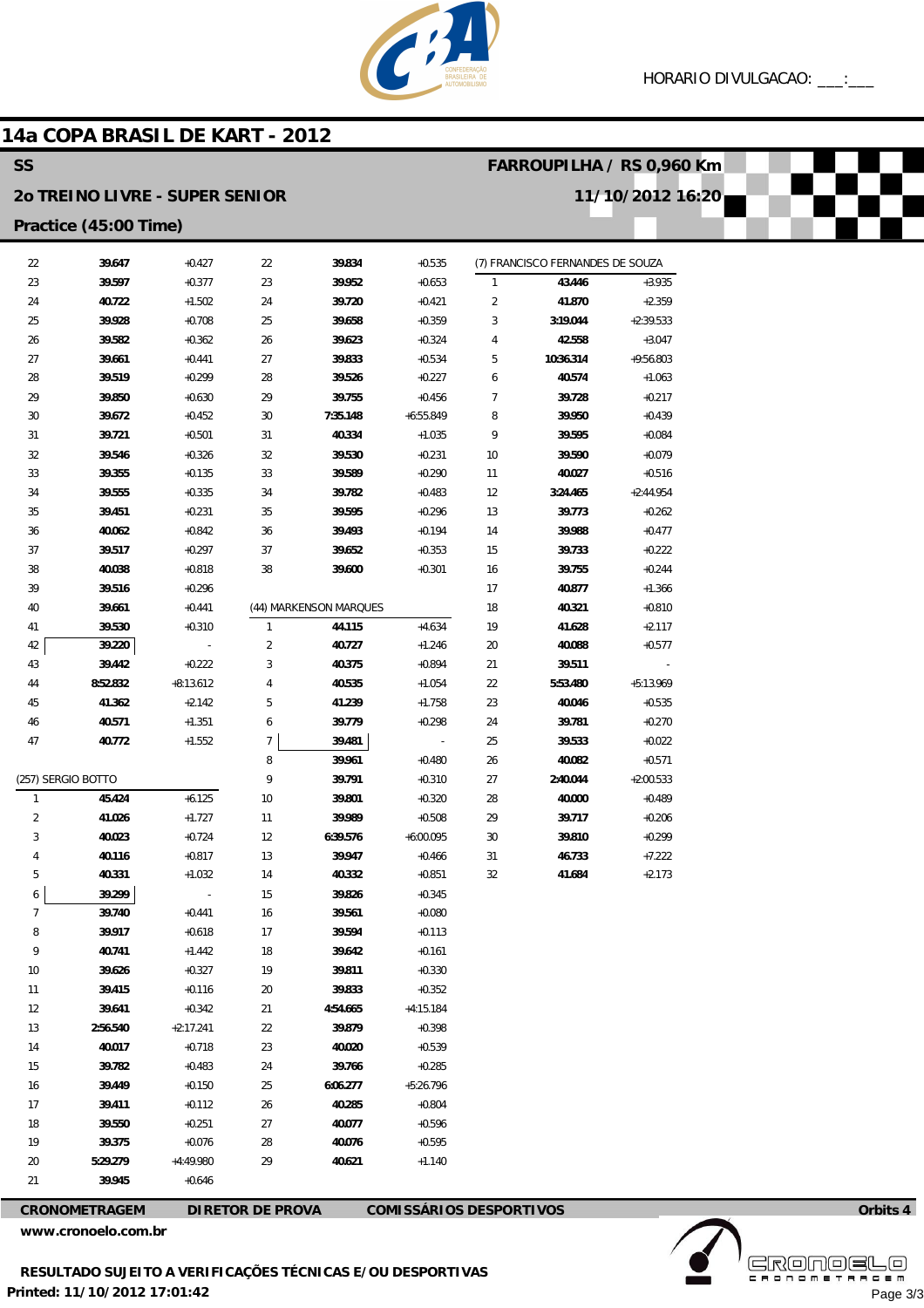HORARIO DIVULGACAO: ___:___

# 14a COPA BRASIL DE KART - 2012

## SS

**FARROUPILHA / RS 0,960 Km**

## 2o TREINO LIVRE - SUPER SENIOR

**11/10/2012 16:20**

### Practice (45:00 Time)

| | | |
|---|---|---|
| 22 | 39.647 | +0.427 |
| 23 | 39.597 | +0.377 |
| 24 | 40.722 | +1.502 |
| 25 | 39.928 | +0.708 |
| 26 | 39.582 | +0.362 |
| 27 | 39.661 | +0.441 |
| 28 | 39.519 | +0.299 |
| 29 | 39.850 | +0.630 |
| 30 | 39.672 | +0.452 |
| 31 | 39.721 | +0.501 |
| 32 | 39.546 | +0.326 |
| 33 | 39.355 | +0.135 |
| 34 | 39.555 | +0.335 |
| 35 | 39.451 | +0.231 |
| 36 | 40.062 | +0.842 |
| 37 | 39.517 | +0.297 |
| 38 | 40.038 | +0.818 |
| 39 | 39.516 | +0.296 |
| 40 | 39.661 | +0.441 |
| 41 | 39.530 | +0.310 |
| 42 | 39.220 | - |
| 43 | 39.442 | +0.222 |
| 44 | 8:52.832 | +8:13.612 |
| 45 | 41.362 | +2.142 |
| 46 | 40.571 | +1.351 |
| 47 | 40.772 | +1.552 |

(257) SERGIO BOTTO

| | | |
|---|---|---|
| 1 | 45.424 | +6.125 |
| 2 | 41.026 | +1.727 |
| 3 | 40.023 | +0.724 |
| 4 | 40.116 | +0.817 |
| 5 | 40.331 | +1.032 |
| 6 | 39.299 | - |
| 7 | 39.740 | +0.441 |
| 8 | 39.917 | +0.618 |
| 9 | 40.741 | +1.442 |
| 10 | 39.626 | +0.327 |
| 11 | 39.415 | +0.116 |
| 12 | 39.641 | +0.342 |
| 13 | 2:56.540 | +2:17.241 |
| 14 | 40.017 | +0.718 |
| 15 | 39.782 | +0.483 |
| 16 | 39.449 | +0.150 |
| 17 | 39.411 | +0.112 |
| 18 | 39.550 | +0.251 |
| 19 | 39.375 | +0.076 |
| 20 | 5:29.279 | +4:49.980 |
| 21 | 39.945 | +0.646 |

| | | |
|---|---|---|
| 22 | 39.834 | +0.535 |
| 23 | 39.952 | +0.653 |
| 24 | 39.720 | +0.421 |
| 25 | 39.658 | +0.359 |
| 26 | 39.623 | +0.324 |
| 27 | 39.833 | +0.534 |
| 28 | 39.526 | +0.227 |
| 29 | 39.755 | +0.456 |
| 30 | 7:35.148 | +6:55.849 |
| 31 | 40.334 | +1.035 |
| 32 | 39.530 | +0.231 |
| 33 | 39.589 | +0.290 |
| 34 | 39.782 | +0.483 |
| 35 | 39.595 | +0.296 |
| 36 | 39.493 | +0.194 |
| 37 | 39.652 | +0.353 |
| 38 | 39.600 | +0.301 |

(44) MARKENSON MARQUES

| | | |
|---|---|---|
| 1 | 44.115 | +4.634 |
| 2 | 40.727 | +1.246 |
| 3 | 40.375 | +0.894 |
| 4 | 40.535 | +1.054 |
| 5 | 41.239 | +1.758 |
| 6 | 39.779 | +0.298 |
| 7 | 39.481 | - |
| 8 | 39.961 | +0.480 |
| 9 | 39.791 | +0.310 |
| 10 | 39.801 | +0.320 |
| 11 | 39.989 | +0.508 |
| 12 | 6:39.576 | +6:00.095 |
| 13 | 39.947 | +0.466 |
| 14 | 40.332 | +0.851 |
| 15 | 39.826 | +0.345 |
| 16 | 39.561 | +0.080 |
| 17 | 39.594 | +0.113 |
| 18 | 39.642 | +0.161 |
| 19 | 39.811 | +0.330 |
| 20 | 39.833 | +0.352 |
| 21 | 4:54.665 | +4:15.184 |
| 22 | 39.879 | +0.398 |
| 23 | 40.020 | +0.539 |
| 24 | 39.766 | +0.285 |
| 25 | 6:06.277 | +5:26.796 |
| 26 | 40.285 | +0.804 |
| 27 | 40.077 | +0.596 |
| 28 | 40.076 | +0.595 |
| 29 | 40.621 | +1.140 |

(7) FRANCISCO FERNANDES DE SOUZA

| | | |
|---|---|---|
| 1 | 43.446 | +3.935 |
| 2 | 41.870 | +2.359 |
| 3 | 3:19.044 | +2:39.533 |
| 4 | 42.558 | +3.047 |
| 5 | 10:36.314 | +9:56.803 |
| 6 | 40.574 | +1.063 |
| 7 | 39.728 | +0.217 |
| 8 | 39.950 | +0.439 |
| 9 | 39.595 | +0.084 |
| 10 | 39.590 | +0.079 |
| 11 | 40.027 | +0.516 |
| 12 | 3:24.465 | +2:44.954 |
| 13 | 39.773 | +0.262 |
| 14 | 39.988 | +0.477 |
| 15 | 39.733 | +0.222 |
| 16 | 39.755 | +0.244 |
| 17 | 40.877 | +1.366 |
| 18 | 40.321 | +0.810 |
| 19 | 41.628 | +2.117 |
| 20 | 40.088 | +0.577 |
| 21 | 39.511 | - |
| 22 | 5:53.480 | +5:13.969 |
| 23 | 40.046 | +0.535 |
| 24 | 39.781 | +0.270 |
| 25 | 39.533 | +0.022 |
| 26 | 40.082 | +0.571 |
| 27 | 2:40.044 | +2:00.533 |
| 28 | 40.000 | +0.489 |
| 29 | 39.717 | +0.206 |
| 30 | 39.810 | +0.299 |
| 31 | 46.733 | +7.222 |
| 32 | 41.684 | +2.173 |

**CRONOMETRAGEM** **DIRETOR DE PROVA** **COMISSÁRIOS DESPORTIVOS** **Orbits 4**

**www.cronoelo.com.br**

**RESULTADO SUJEITO A VERIFICAÇÕES TÉCNICAS E/OU DESPORTIVAS**

**Printed: 11/10/2012 17:01:42**